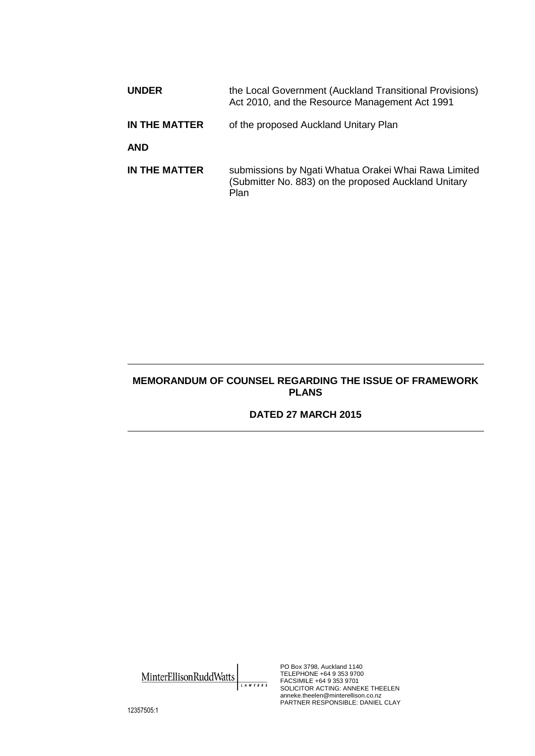| | |
|---|---|
| **UNDER** | the Local Government (Auckland Transitional Provisions) Act 2010, and the Resource Management Act 1991 |
| **IN THE MATTER** | of the proposed Auckland Unitary Plan |
| **AND** | |
| **IN THE MATTER** | submissions by Ngati Whatua Orakei Whai Rawa Limited (Submitter No. 883) on the proposed Auckland Unitary Plan |

---

**MEMORANDUM OF COUNSEL REGARDING THE ISSUE OF FRAMEWORK PLANS**

**DATED 27 MARCH 2015**

---

MinterEllisonRuddWatts LAWYERS

PO Box 3798, Auckland 1140
TELEPHONE +64 9 353 9700
FACSIMILE +64 9 353 9701
SOLICITOR ACTING: ANNEKE THEELEN
anneke.theelen@minterellison.co.nz
PARTNER RESPONSIBLE: DANIEL CLAY

12357505:1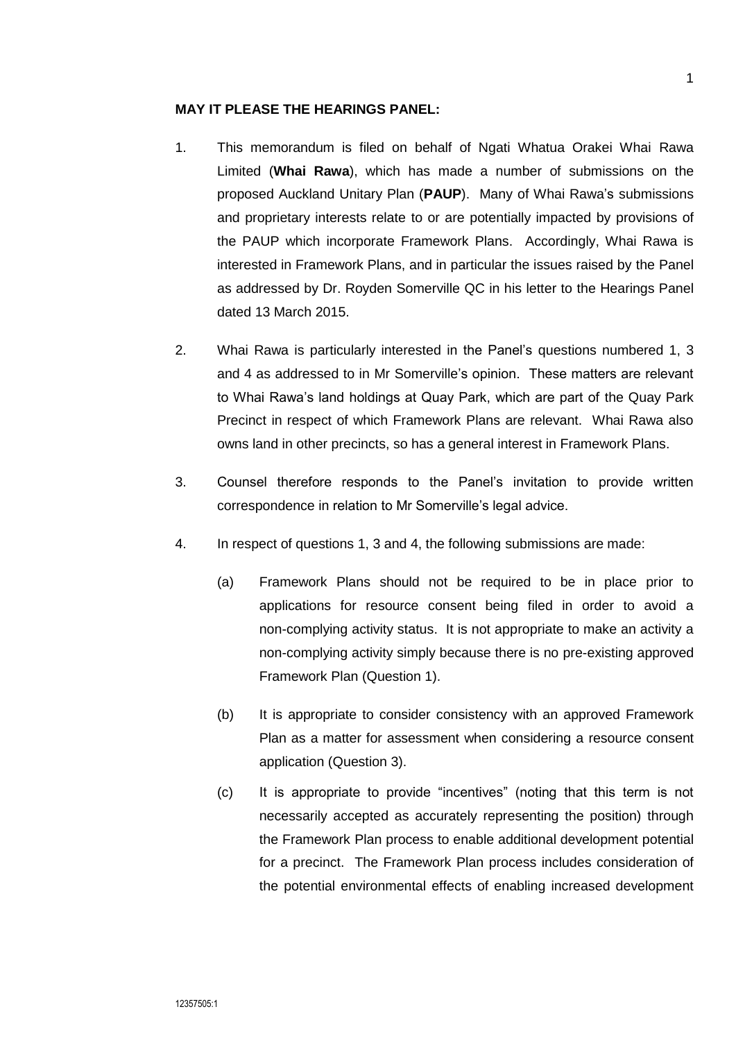**MAY IT PLEASE THE HEARINGS PANEL:**

1. This memorandum is filed on behalf of Ngati Whatua Orakei Whai Rawa Limited (**Whai Rawa**), which has made a number of submissions on the proposed Auckland Unitary Plan (**PAUP**). Many of Whai Rawa's submissions and proprietary interests relate to or are potentially impacted by provisions of the PAUP which incorporate Framework Plans. Accordingly, Whai Rawa is interested in Framework Plans, and in particular the issues raised by the Panel as addressed by Dr. Royden Somerville QC in his letter to the Hearings Panel dated 13 March 2015.

2. Whai Rawa is particularly interested in the Panel's questions numbered 1, 3 and 4 as addressed to in Mr Somerville's opinion. These matters are relevant to Whai Rawa's land holdings at Quay Park, which are part of the Quay Park Precinct in respect of which Framework Plans are relevant. Whai Rawa also owns land in other precincts, so has a general interest in Framework Plans.

3. Counsel therefore responds to the Panel's invitation to provide written correspondence in relation to Mr Somerville's legal advice.

4. In respect of questions 1, 3 and 4, the following submissions are made:

   (a) Framework Plans should not be required to be in place prior to applications for resource consent being filed in order to avoid a non-complying activity status. It is not appropriate to make an activity a non-complying activity simply because there is no pre-existing approved Framework Plan (Question 1).

   (b) It is appropriate to consider consistency with an approved Framework Plan as a matter for assessment when considering a resource consent application (Question 3).

   (c) It is appropriate to provide "incentives" (noting that this term is not necessarily accepted as accurately representing the position) through the Framework Plan process to enable additional development potential for a precinct. The Framework Plan process includes consideration of the potential environmental effects of enabling increased development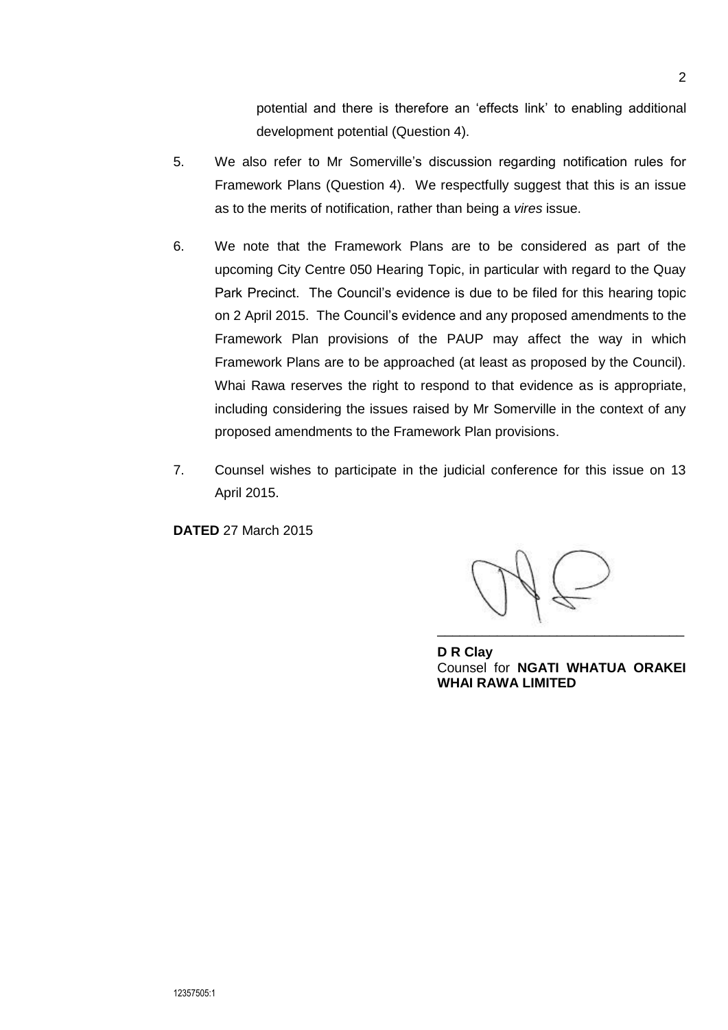potential and there is therefore an 'effects link' to enabling additional development potential (Question 4).

5. We also refer to Mr Somerville's discussion regarding notification rules for Framework Plans (Question 4). We respectfully suggest that this is an issue as to the merits of notification, rather than being a *vires* issue.

6. We note that the Framework Plans are to be considered as part of the upcoming City Centre 050 Hearing Topic, in particular with regard to the Quay Park Precinct. The Council's evidence is due to be filed for this hearing topic on 2 April 2015. The Council's evidence and any proposed amendments to the Framework Plan provisions of the PAUP may affect the way in which Framework Plans are to be approached (at least as proposed by the Council). Whai Rawa reserves the right to respond to that evidence as is appropriate, including considering the issues raised by Mr Somerville in the context of any proposed amendments to the Framework Plan provisions.

7. Counsel wishes to participate in the judicial conference for this issue on 13 April 2015.

**DATED** 27 March 2015

\_\_\_\_\_\_\_\_\_\_\_\_\_\_\_\_\_\_\_\_\_\_\_\_\_\_\_\_\_\_\_\_\_\_

**D R Clay**
Counsel for **NGATI WHATUA ORAKEI WHAI RAWA LIMITED**

12357505:1